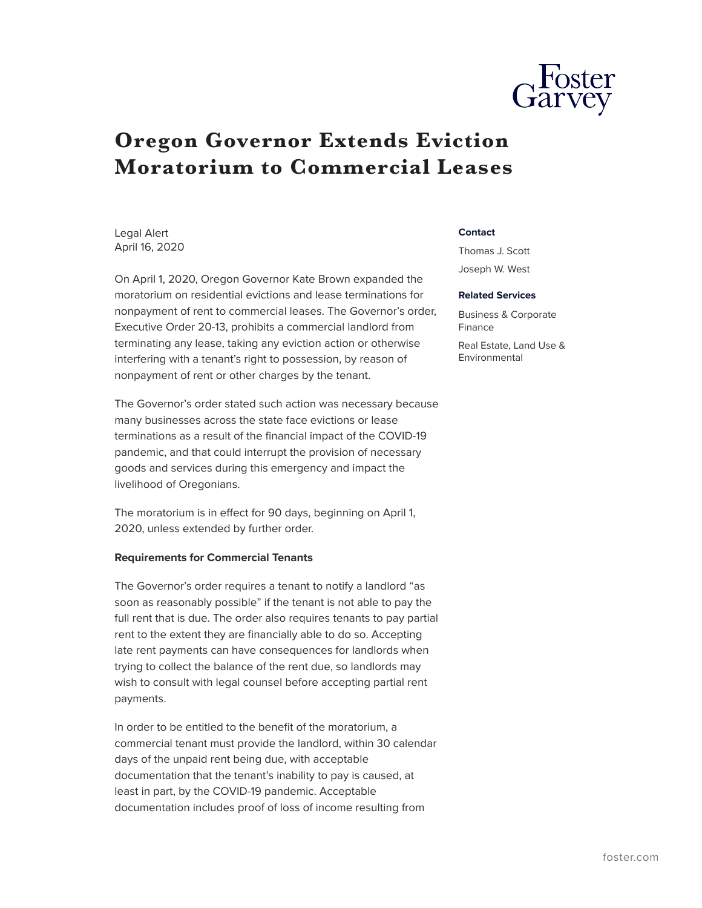# Oregon Governor Extends Eviction Moratorium to Commercial Leases

Legal Alert
April 16, 2020

**Contact**

Thomas J. Scott

Joseph W. West

**Related Services**

Business & Corporate Finance

Real Estate, Land Use & Environmental

On April 1, 2020, Oregon Governor Kate Brown expanded the moratorium on residential evictions and lease terminations for nonpayment of rent to commercial leases. The Governor's order, Executive Order 20-13, prohibits a commercial landlord from terminating any lease, taking any eviction action or otherwise interfering with a tenant's right to possession, by reason of nonpayment of rent or other charges by the tenant.

The Governor's order stated such action was necessary because many businesses across the state face evictions or lease terminations as a result of the financial impact of the COVID-19 pandemic, and that could interrupt the provision of necessary goods and services during this emergency and impact the livelihood of Oregonians.

The moratorium is in effect for 90 days, beginning on April 1, 2020, unless extended by further order.

**Requirements for Commercial Tenants**

The Governor's order requires a tenant to notify a landlord "as soon as reasonably possible" if the tenant is not able to pay the full rent that is due. The order also requires tenants to pay partial rent to the extent they are financially able to do so. Accepting late rent payments can have consequences for landlords when trying to collect the balance of the rent due, so landlords may wish to consult with legal counsel before accepting partial rent payments.

In order to be entitled to the benefit of the moratorium, a commercial tenant must provide the landlord, within 30 calendar days of the unpaid rent being due, with acceptable documentation that the tenant's inability to pay is caused, at least in part, by the COVID-19 pandemic. Acceptable documentation includes proof of loss of income resulting from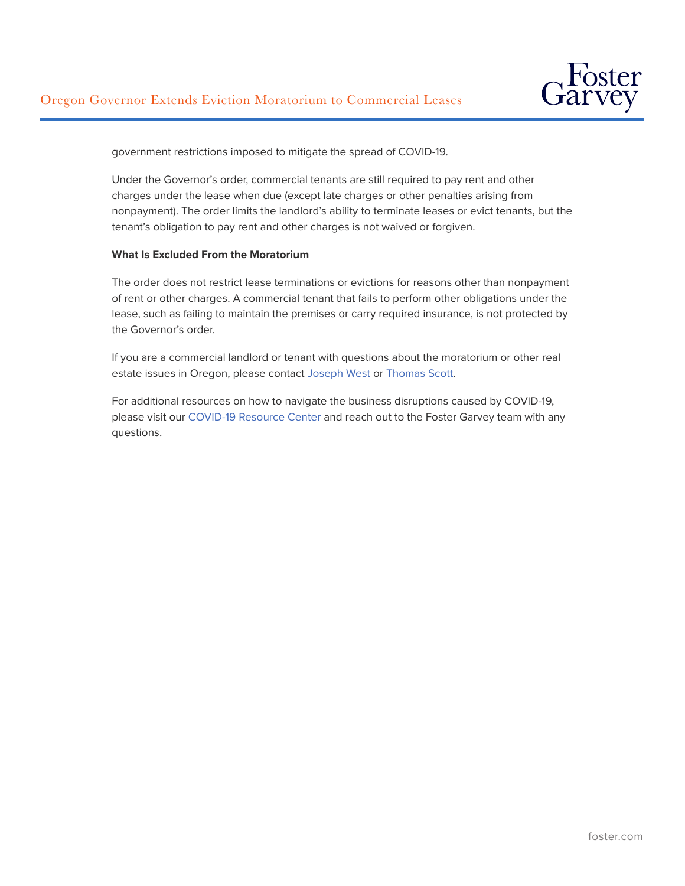government restrictions imposed to mitigate the spread of COVID-19.

Under the Governor's order, commercial tenants are still required to pay rent and other charges under the lease when due (except late charges or other penalties arising from nonpayment). The order limits the landlord's ability to terminate leases or evict tenants, but the tenant's obligation to pay rent and other charges is not waived or forgiven.

**What Is Excluded From the Moratorium**

The order does not restrict lease terminations or evictions for reasons other than nonpayment of rent or other charges. A commercial tenant that fails to perform other obligations under the lease, such as failing to maintain the premises or carry required insurance, is not protected by the Governor's order.

If you are a commercial landlord or tenant with questions about the moratorium or other real estate issues in Oregon, please contact Joseph West or Thomas Scott.

For additional resources on how to navigate the business disruptions caused by COVID-19, please visit our COVID-19 Resource Center and reach out to the Foster Garvey team with any questions.